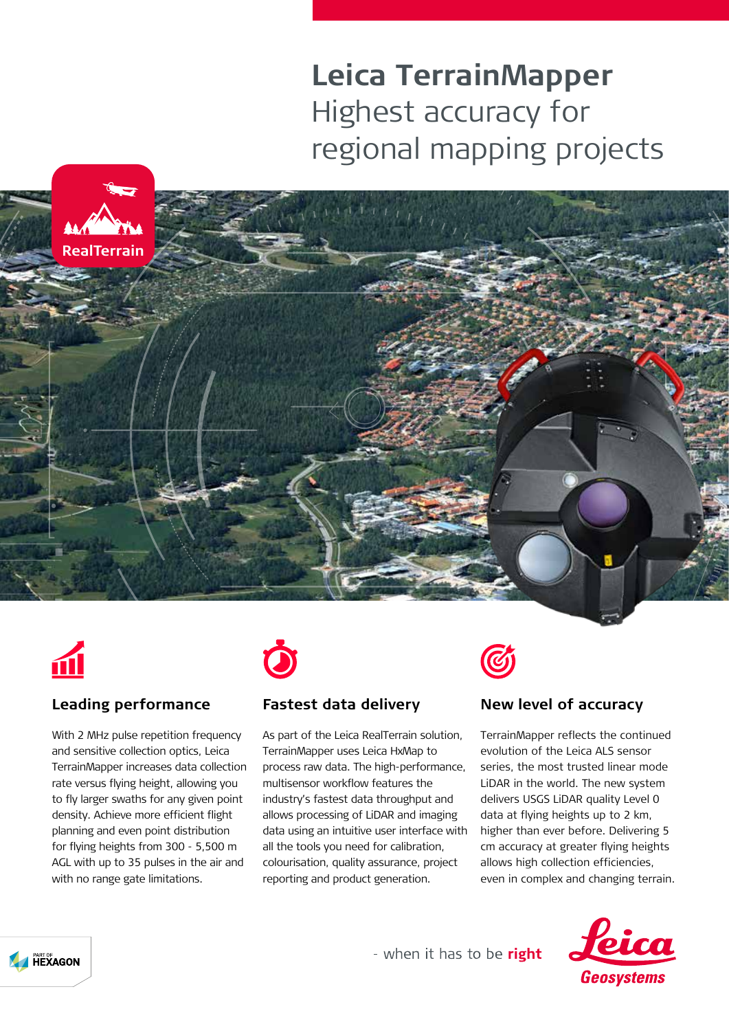# Leica TerrainMapper

## Highest accuracy for regional mapping projects

RealTerrain

### Leading performance

With 2 MHz pulse repetition frequency and sensitive collection optics, Leica TerrainMapper increases data collection rate versus flying height, allowing you to fly larger swaths for any given point density. Achieve more efficient flight planning and even point distribution for flying heights from 300 - 5,500 m AGL with up to 35 pulses in the air and with no range gate limitations.

### Fastest data delivery

As part of the Leica RealTerrain solution, TerrainMapper uses Leica HxMap to process raw data. The high-performance, multisensor workflow features the industry's fastest data throughput and allows processing of LiDAR and imaging data using an intuitive user interface with all the tools you need for calibration, colourisation, quality assurance, project reporting and product generation.

### New level of accuracy

TerrainMapper reflects the continued evolution of the Leica ALS sensor series, the most trusted linear mode LiDAR in the world. The new system delivers USGS LiDAR quality Level 0 data at flying heights up to 2 km, higher than ever before. Delivering 5 cm accuracy at greater flying heights allows high collection efficiencies, even in complex and changing terrain.

PART OF HEXAGON

- when it has to be **right**

Leica Geosystems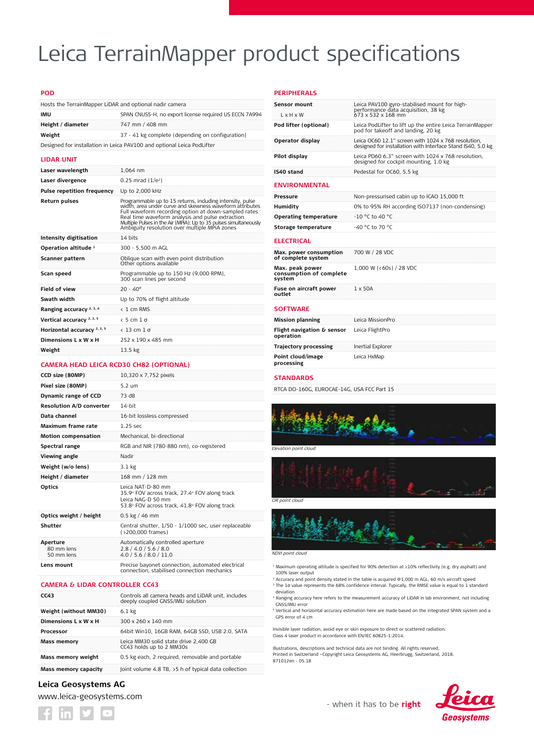# Leica TerrainMapper product specifications

## POD

| | |
|---|---|
| Hosts the TerrainMapper LiDAR and optional nadir camera | |
| **IMU** | SPAN CNUS5-H, no export license required US ECCN 7A994 |
| **Height / diameter** | 747 mm / 408 mm |
| **Weight** | 37 - 41 kg complete (depending on configuration) |
| Designed for installation in Leica PAV100 and optional Leica PodLifter | |

## LIDAR UNIT

| | |
|---|---|
| **Laser wavelength** | 1,064 nm |
| **Laser divergence** | 0.25 mrad (1/e²) |
| **Pulse repetition frequency** | Up to 2,000 kHz |
| **Return pulses** | Programmable up to 15 returns, including intensity, pulse width, area under curve and skewness waveform attributes<br>Full waveform recording option at down-sampled rates<br>Real time waveform analysis and pulse extraction<br>Multiple Pulses in the Air (MPiA): Up to 35 pulses simultaneously<br>Ambiguity resolution over multiple MPiA zones |
| **Intensity digitisation** | 14 bits |
| **Operation altitude** [1] | 300 - 5,500 m AGL |
| **Scanner pattern** | Oblique scan with even point distribution<br>Other options available |
| **Scan speed** | Programmable up to 150 Hz (9,000 RPM),<br>300 scan lines per second |
| **Field of view** | 20 - 40° |
| **Swath width** | Up to 70% of flight altitude |
| **Ranging accuracy** [2, 3, 4] | < 1 cm RMS |
| **Vertical accuracy** [2, 3, 5] | < 5 cm 1 σ |
| **Horizontal accuracy** [2, 3, 5] | < 13 cm 1 σ |
| **Dimensions L x W x H** | 252 x 190 x 485 mm |
| **Weight** | 13.5 kg |

## CAMERA HEAD LEICA RCD30 CH82 (OPTIONAL)

| | |
|---|---|
| **CCD size (80MP)** | 10,320 x 7,752 pixels |
| **Pixel size (80MP)** | 5.2 um |
| **Dynamic range of CCD** | 73 dB |
| **Resolution A/D converter** | 14-bit |
| **Data channel** | 16-bit lossless compressed |
| **Maximum frame rate** | 1.25 sec |
| **Motion compensation** | Mechanical, bi-directional |
| **Spectral range** | RGB and NIR (780-880 nm), co-registered |
| **Viewing angle** | Nadir |
| **Weight (w/o lens)** | 3.1 kg |
| **Height / diameter** | 168 mm / 128 mm |
| **Optics** | Leica NAT-D-80 mm<br>35.9° FOV across track, 27.4° FOV along track<br>Leica NAG-D 50 mm<br>53.8° FOV across track, 41.8° FOV along track |
| **Optics weight / height** | 0.5 kg / 46 mm |
| **Shutter** | Central shutter, 1/50 - 1/1000 sec, user replaceable (>200,000 frames) |
| **Aperture**<br>80 mm lens<br>50 mm lens | Automatically controlled aperture<br>2.8 / 4.0 / 5.6 / 8.0<br>4.0 / 5.6 / 8.0 / 11.0 |
| **Lens mount** | Precise bayonet connection, automated electrical connection, stabilised connection mechanics |

## CAMERA & LIDAR CONTROLLER CC43

| | |
|---|---|
| **CC43** | Controls all camera heads and LiDAR unit, includes deeply coupled GNSS/IMU solution |
| **Weight (without MM30)** | 6.1 kg |
| **Dimensions L x W x H** | 300 x 260 x 140 mm |
| **Processor** | 64bit Win10, 16GB RAM, 64GB SSD, USB 2.0, SATA |
| **Mass memory** | Leica MM30 solid state drive 2,400 GB<br>CC43 holds up to 2 MM30s |
| **Mass memory weight** | 0.5 kg each, 2 required, removable and portable |
| **Mass memory capacity** | Joint volume 4.8 TB, >5 h of typical data collection |

## PERIPHERALS

| | |
|---|---|
| **Sensor mount**<br>L x H x W | Leica PAV100 gyro-stabilised mount for high-performance data acquisition, 38 kg<br>673 x 532 x 168 mm |
| **Pod lifter (optional)** | Leica PodLifter to lift up the entire Leica TerrainMapper pod for takeoff and landing, 20 kg |
| **Operator display** | Leica OC60 12.1" screen with 1024 x 768 resolution, designed for installation with Interface Stand IS40, 5.0 kg |
| **Pilot display** | Leica PD60 6.3" screen with 1024 x 768 resolution, designed for cockpit mounting, 1.0 kg |
| **IS40 stand** | Pedestal for OC60, 5.5 kg |

## ENVIRONMENTAL

| | |
|---|---|
| **Pressure** | Non-pressurised cabin up to ICAO 15,000 ft |
| **Humidity** | 0% to 95% RH according ISO7137 (non-condensing) |
| **Operating temperature** | -10 °C to 40 °C |
| **Storage temperature** | -40 °C to 70 °C |

## ELECTRICAL

| | |
|---|---|
| **Max. power consumption of complete system** | 700 W / 28 VDC |
| **Max. peak power consumption of complete system** | 1,000 W (<60s) / 28 VDC |
| **Fuse on aircraft power outlet** | 1 x 50A |

## SOFTWARE

| | |
|---|---|
| **Mission planning** | Leica MissionPro |
| **Flight navigation & sensor operation** | Leica FlightPro |
| **Trajectory processing** | Inertial Explorer |
| **Point cloud/image processing** | Leica HxMap |

## STANDARDS

RTCA DO-160G, EUROCAE-14G, USA FCC Part 15

*Elevation point cloud*

*CIR point cloud*

*NDVI point cloud*

[1] Maximum operating altitude is specified for 90% detection at ≥10% reflectivity (e.g. dry asphalt) and 100% laser output
[2] Accuracy and point density stated in the table is acquired @1,000 m AGL, 60 m/s aircraft speed
[3] The 1σ value represents the 68% confidence interval. Typically, the RMSE value is equal to 1 standard deviation
[4] Ranging accuracy here refers to the measurement accuracy of LiDAR in lab environment, not including GNSS/IMU error
[5] Vertical and horizontal accuracy estimation here are made based on the integrated SPAN system and a GPS error of 4 cm

Invisible laser radiation, avoid eye or skin exposure to direct or scattered radiation.
Class 4 laser product in accordance with EN/IEC 60825-1:2014.

Illustrations, descriptions and technical data are not binding. All rights reserved.
Printed in Switzerland –Copyright Leica Geosystems AG, Heerbrugg, Switzerland, 2018.
871012en - 05.18

**Leica Geosystems AG**
www.leica-geosystems.com

- when it has to be **right**

Leica Geosystems